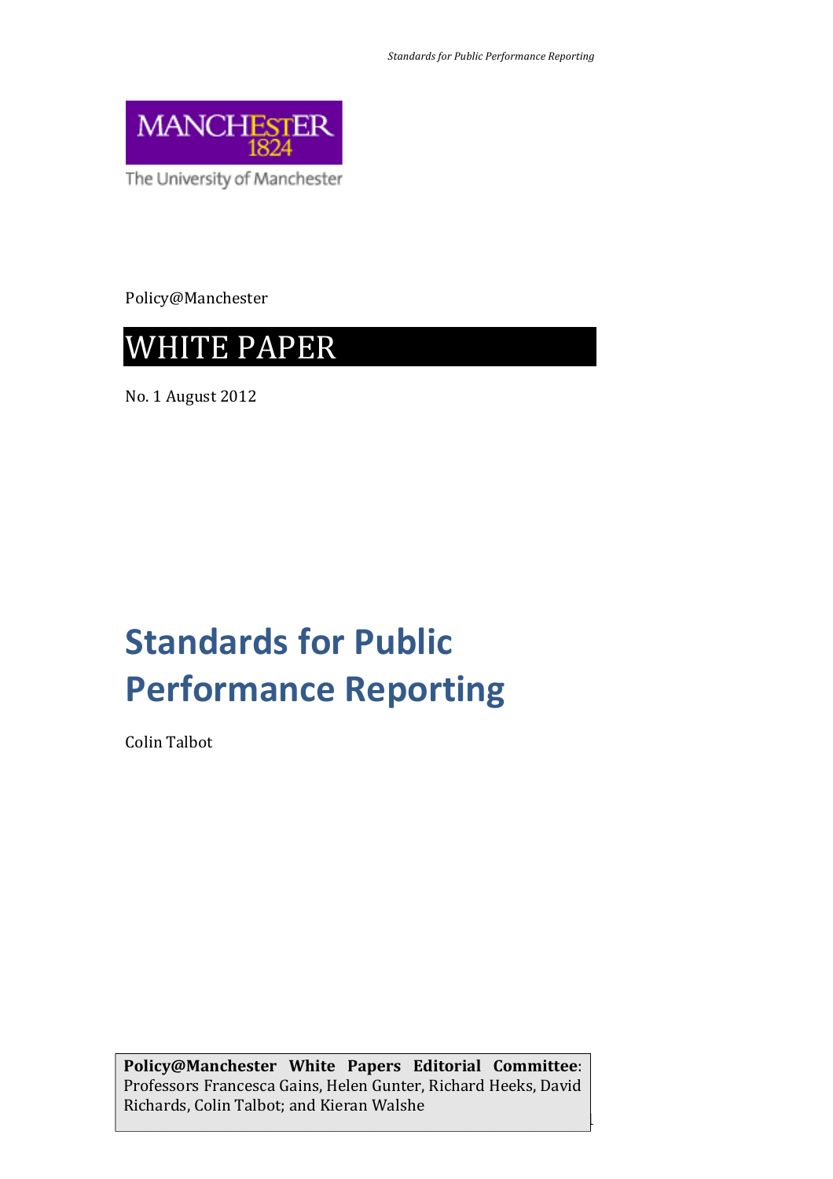The University of Manchester

Policy@Manchester

# WHITE PAPER

No. 1 August 2012

# Standards for Public Performance Reporting

Colin Talbot

**Policy@Manchester White Papers Editorial Committee**: Professors Francesca Gains, Helen Gunter, Richard Heeks, David Richards, Colin Talbot; and Kieran Walshe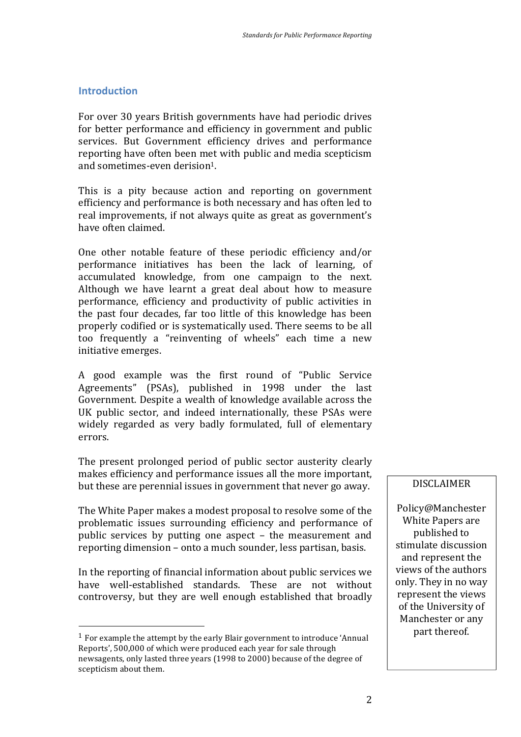## Introduction

For over 30 years British governments have had periodic drives for better performance and efficiency in government and public services. But Government efficiency drives and performance reporting have often been met with public and media scepticism and sometimes-even derision[1].

This is a pity because action and reporting on government efficiency and performance is both necessary and has often led to real improvements, if not always quite as great as government's have often claimed.

One other notable feature of these periodic efficiency and/or performance initiatives has been the lack of learning, of accumulated knowledge, from one campaign to the next. Although we have learnt a great deal about how to measure performance, efficiency and productivity of public activities in the past four decades, far too little of this knowledge has been properly codified or is systematically used. There seems to be all too frequently a "reinventing of wheels" each time a new initiative emerges.

A good example was the first round of "Public Service Agreements" (PSAs), published in 1998 under the last Government. Despite a wealth of knowledge available across the UK public sector, and indeed internationally, these PSAs were widely regarded as very badly formulated, full of elementary errors.

The present prolonged period of public sector austerity clearly makes efficiency and performance issues all the more important, but these are perennial issues in government that never go away.

The White Paper makes a modest proposal to resolve some of the problematic issues surrounding efficiency and performance of public services by putting one aspect – the measurement and reporting dimension – onto a much sounder, less partisan, basis.

In the reporting of financial information about public services we have well-established standards. These are not without controversy, but they are well enough established that broadly

DISCLAIMER

Policy@Manchester White Papers are published to stimulate discussion and represent the views of the authors only. They in no way represent the views of the University of Manchester or any part thereof.

[1] For example the attempt by the early Blair government to introduce 'Annual Reports', 500,000 of which were produced each year for sale through newsagents, only lasted three years (1998 to 2000) because of the degree of scepticism about them.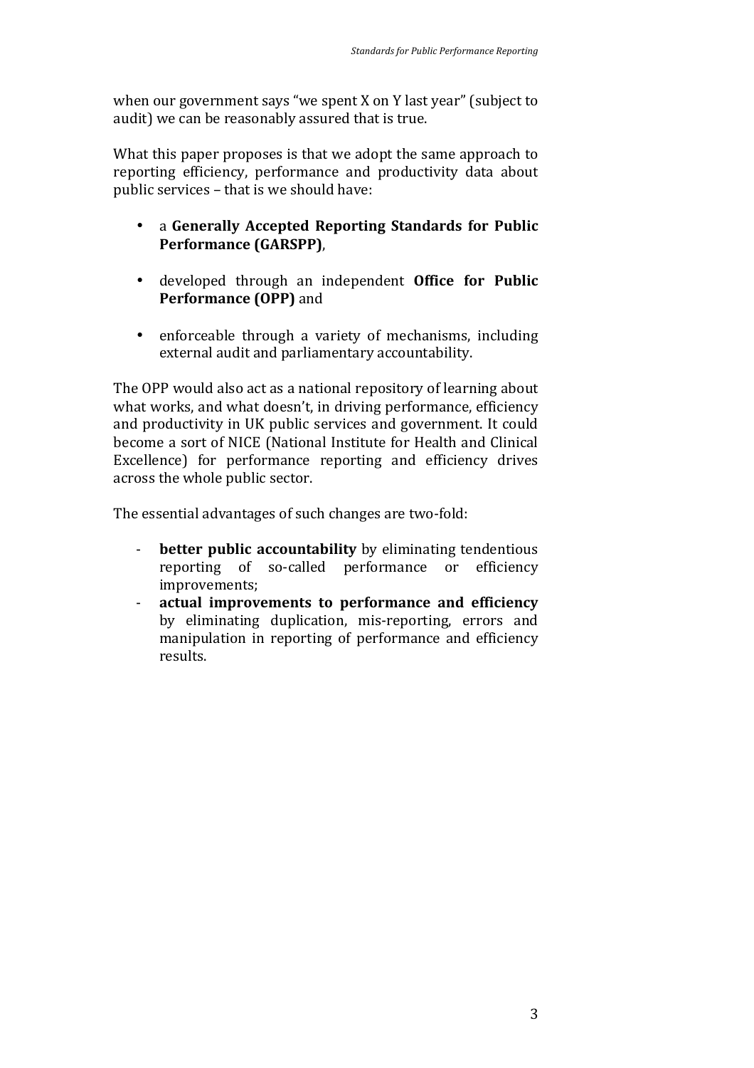when our government says "we spent X on Y last year" (subject to audit) we can be reasonably assured that is true.

What this paper proposes is that we adopt the same approach to reporting efficiency, performance and productivity data about public services – that is we should have:

- a **Generally Accepted Reporting Standards for Public Performance (GARSPP)**,
- developed through an independent **Office for Public Performance (OPP)** and
- enforceable through a variety of mechanisms, including external audit and parliamentary accountability.

The OPP would also act as a national repository of learning about what works, and what doesn't, in driving performance, efficiency and productivity in UK public services and government. It could become a sort of NICE (National Institute for Health and Clinical Excellence) for performance reporting and efficiency drives across the whole public sector.

The essential advantages of such changes are two-fold:

- **better public accountability** by eliminating tendentious reporting of so-called performance or efficiency improvements;
- **actual improvements to performance and efficiency** by eliminating duplication, mis-reporting, errors and manipulation in reporting of performance and efficiency results.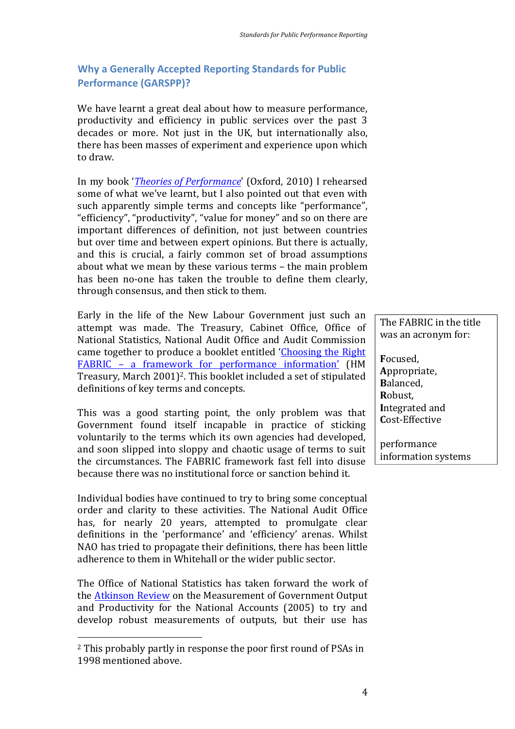## Why a Generally Accepted Reporting Standards for Public Performance (GARSPP)?

We have learnt a great deal about how to measure performance, productivity and efficiency in public services over the past 3 decades or more. Not just in the UK, but internationally also, there has been masses of experiment and experience upon which to draw.

In my book '*Theories of Performance*' (Oxford, 2010) I rehearsed some of what we've learnt, but I also pointed out that even with such apparently simple terms and concepts like "performance", "efficiency", "productivity", "value for money" and so on there are important differences of definition, not just between countries but over time and between expert opinions. But there is actually, and this is crucial, a fairly common set of broad assumptions about what we mean by these various terms – the main problem has been no-one has taken the trouble to define them clearly, through consensus, and then stick to them.

Early in the life of the New Labour Government just such an attempt was made. The Treasury, Cabinet Office, Office of National Statistics, National Audit Office and Audit Commission came together to produce a booklet entitled 'Choosing the Right FABRIC – a framework for performance information' (HM Treasury, March 2001)[2]. This booklet included a set of stipulated definitions of key terms and concepts.

> The FABRIC in the title was an acronym for:
>
> **F**ocused,
> **A**ppropriate,
> **B**alanced,
> **R**obust,
> **I**ntegrated and
> **C**ost-Effective
>
> performance information systems

This was a good starting point, the only problem was that Government found itself incapable in practice of sticking voluntarily to the terms which its own agencies had developed, and soon slipped into sloppy and chaotic usage of terms to suit the circumstances. The FABRIC framework fast fell into disuse because there was no institutional force or sanction behind it.

Individual bodies have continued to try to bring some conceptual order and clarity to these activities. The National Audit Office has, for nearly 20 years, attempted to promulgate clear definitions in the 'performance' and 'efficiency' arenas. Whilst NAO has tried to propagate their definitions, there has been little adherence to them in Whitehall or the wider public sector.

The Office of National Statistics has taken forward the work of the Atkinson Review on the Measurement of Government Output and Productivity for the National Accounts (2005) to try and develop robust measurements of outputs, but their use has

[2] This probably partly in response the poor first round of PSAs in 1998 mentioned above.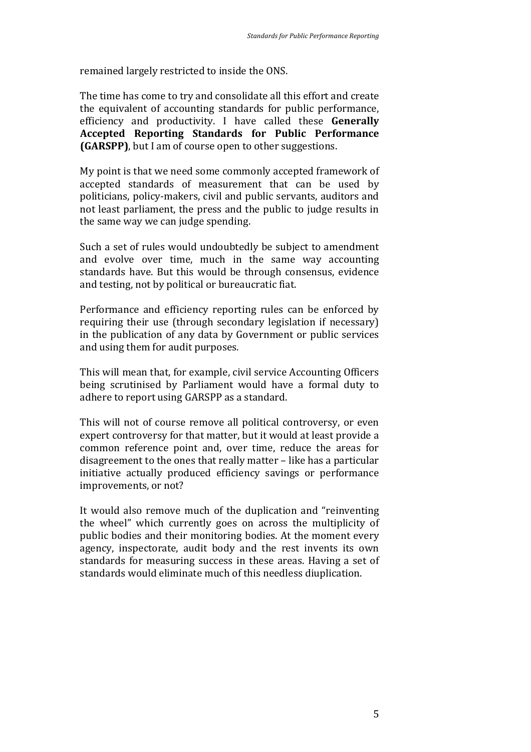remained largely restricted to inside the ONS.

The time has come to try and consolidate all this effort and create the equivalent of accounting standards for public performance, efficiency and productivity. I have called these **Generally Accepted Reporting Standards for Public Performance (GARSPP)**, but I am of course open to other suggestions.

My point is that we need some commonly accepted framework of accepted standards of measurement that can be used by politicians, policy-makers, civil and public servants, auditors and not least parliament, the press and the public to judge results in the same way we can judge spending.

Such a set of rules would undoubtedly be subject to amendment and evolve over time, much in the same way accounting standards have. But this would be through consensus, evidence and testing, not by political or bureaucratic fiat.

Performance and efficiency reporting rules can be enforced by requiring their use (through secondary legislation if necessary) in the publication of any data by Government or public services and using them for audit purposes.

This will mean that, for example, civil service Accounting Officers being scrutinised by Parliament would have a formal duty to adhere to report using GARSPP as a standard.

This will not of course remove all political controversy, or even expert controversy for that matter, but it would at least provide a common reference point and, over time, reduce the areas for disagreement to the ones that really matter – like has a particular initiative actually produced efficiency savings or performance improvements, or not?

It would also remove much of the duplication and "reinventing the wheel" which currently goes on across the multiplicity of public bodies and their monitoring bodies. At the moment every agency, inspectorate, audit body and the rest invents its own standards for measuring success in these areas. Having a set of standards would eliminate much of this needless diuplication.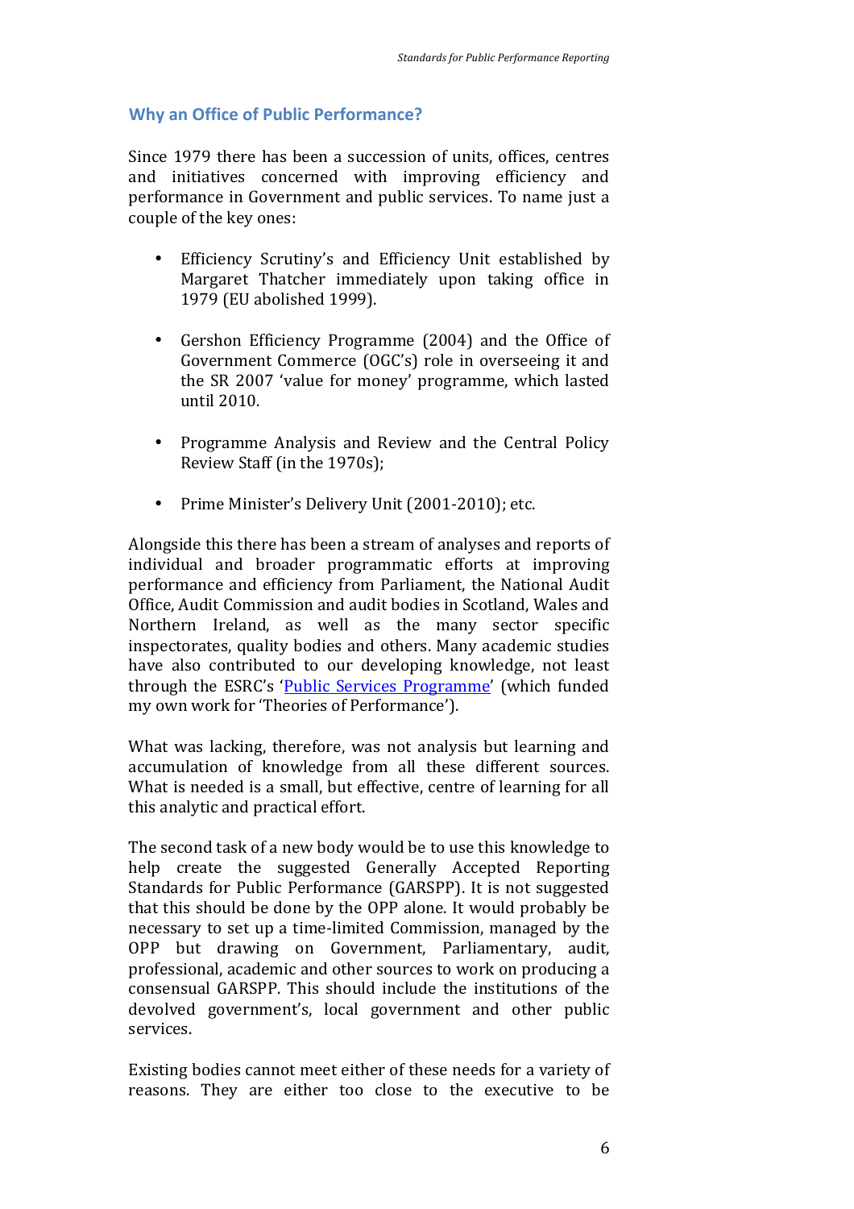## Why an Office of Public Performance?

Since 1979 there has been a succession of units, offices, centres and initiatives concerned with improving efficiency and performance in Government and public services. To name just a couple of the key ones:

- Efficiency Scrutiny's and Efficiency Unit established by Margaret Thatcher immediately upon taking office in 1979 (EU abolished 1999).
- Gershon Efficiency Programme (2004) and the Office of Government Commerce (OGC's) role in overseeing it and the SR 2007 'value for money' programme, which lasted until 2010.
- Programme Analysis and Review and the Central Policy Review Staff (in the 1970s);
- Prime Minister's Delivery Unit (2001-2010); etc.

Alongside this there has been a stream of analyses and reports of individual and broader programmatic efforts at improving performance and efficiency from Parliament, the National Audit Office, Audit Commission and audit bodies in Scotland, Wales and Northern Ireland, as well as the many sector specific inspectorates, quality bodies and others. Many academic studies have also contributed to our developing knowledge, not least through the ESRC's 'Public Services Programme' (which funded my own work for 'Theories of Performance').

What was lacking, therefore, was not analysis but learning and accumulation of knowledge from all these different sources. What is needed is a small, but effective, centre of learning for all this analytic and practical effort.

The second task of a new body would be to use this knowledge to help create the suggested Generally Accepted Reporting Standards for Public Performance (GARSPP). It is not suggested that this should be done by the OPP alone. It would probably be necessary to set up a time-limited Commission, managed by the OPP but drawing on Government, Parliamentary, audit, professional, academic and other sources to work on producing a consensual GARSPP. This should include the institutions of the devolved government's, local government and other public services.

Existing bodies cannot meet either of these needs for a variety of reasons. They are either too close to the executive to be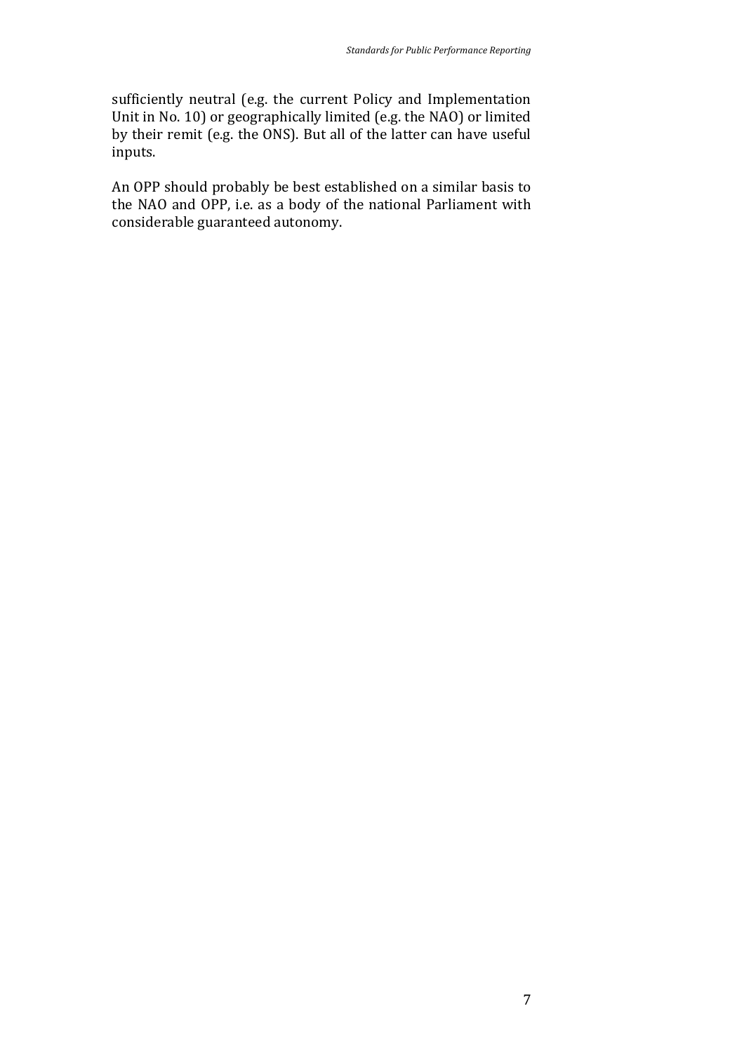sufficiently neutral (e.g. the current Policy and Implementation Unit in No. 10) or geographically limited (e.g. the NAO) or limited by their remit (e.g. the ONS). But all of the latter can have useful inputs.

An OPP should probably be best established on a similar basis to the NAO and OPP, i.e. as a body of the national Parliament with considerable guaranteed autonomy.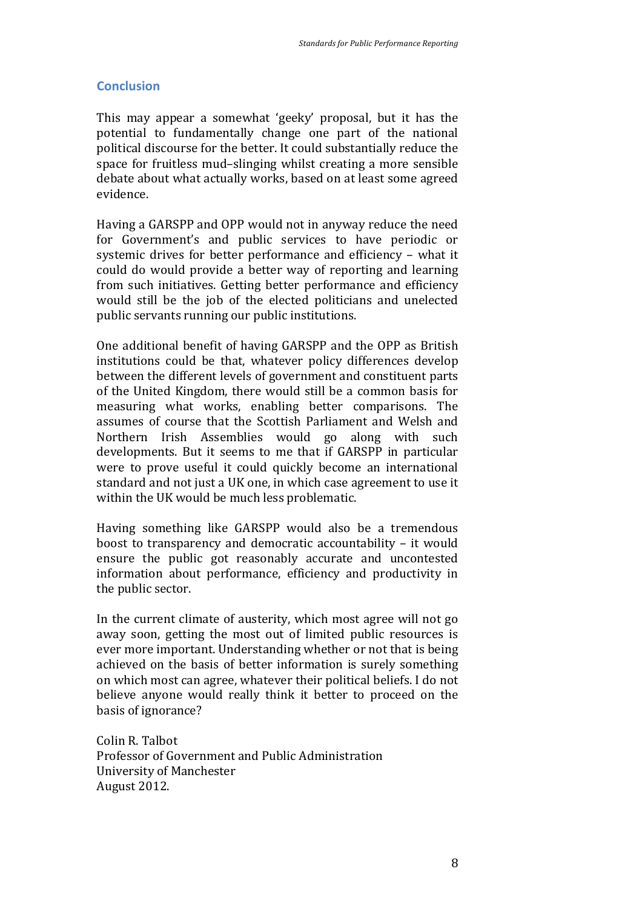## Conclusion

This may appear a somewhat 'geeky' proposal, but it has the potential to fundamentally change one part of the national political discourse for the better. It could substantially reduce the space for fruitless mud–slinging whilst creating a more sensible debate about what actually works, based on at least some agreed evidence.

Having a GARSPP and OPP would not in anyway reduce the need for Government's and public services to have periodic or systemic drives for better performance and efficiency – what it could do would provide a better way of reporting and learning from such initiatives. Getting better performance and efficiency would still be the job of the elected politicians and unelected public servants running our public institutions.

One additional benefit of having GARSPP and the OPP as British institutions could be that, whatever policy differences develop between the different levels of government and constituent parts of the United Kingdom, there would still be a common basis for measuring what works, enabling better comparisons. The assumes of course that the Scottish Parliament and Welsh and Northern Irish Assemblies would go along with such developments. But it seems to me that if GARSPP in particular were to prove useful it could quickly become an international standard and not just a UK one, in which case agreement to use it within the UK would be much less problematic.

Having something like GARSPP would also be a tremendous boost to transparency and democratic accountability – it would ensure the public got reasonably accurate and uncontested information about performance, efficiency and productivity in the public sector.

In the current climate of austerity, which most agree will not go away soon, getting the most out of limited public resources is ever more important. Understanding whether or not that is being achieved on the basis of better information is surely something on which most can agree, whatever their political beliefs. I do not believe anyone would really think it better to proceed on the basis of ignorance?

Colin R. Talbot
Professor of Government and Public Administration
University of Manchester
August 2012.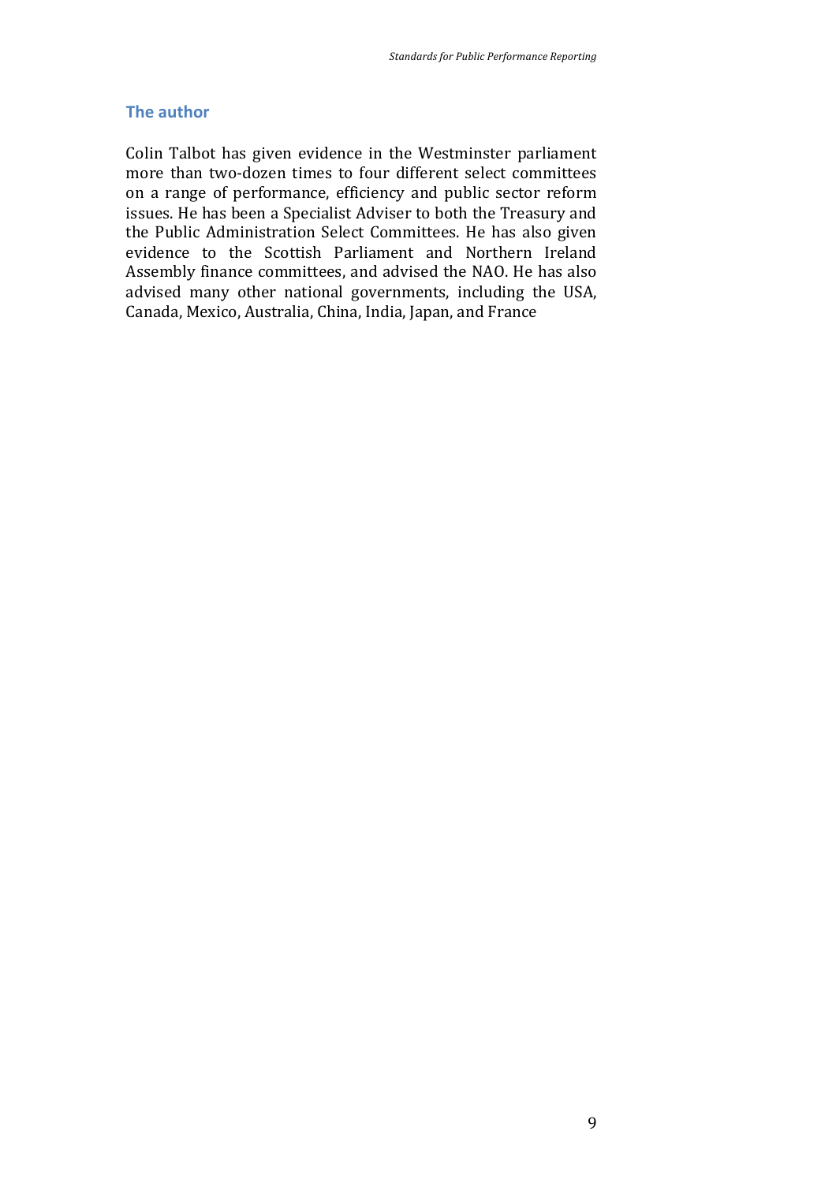## The author

Colin Talbot has given evidence in the Westminster parliament more than two-dozen times to four different select committees on a range of performance, efficiency and public sector reform issues. He has been a Specialist Adviser to both the Treasury and the Public Administration Select Committees. He has also given evidence to the Scottish Parliament and Northern Ireland Assembly finance committees, and advised the NAO. He has also advised many other national governments, including the USA, Canada, Mexico, Australia, China, India, Japan, and France